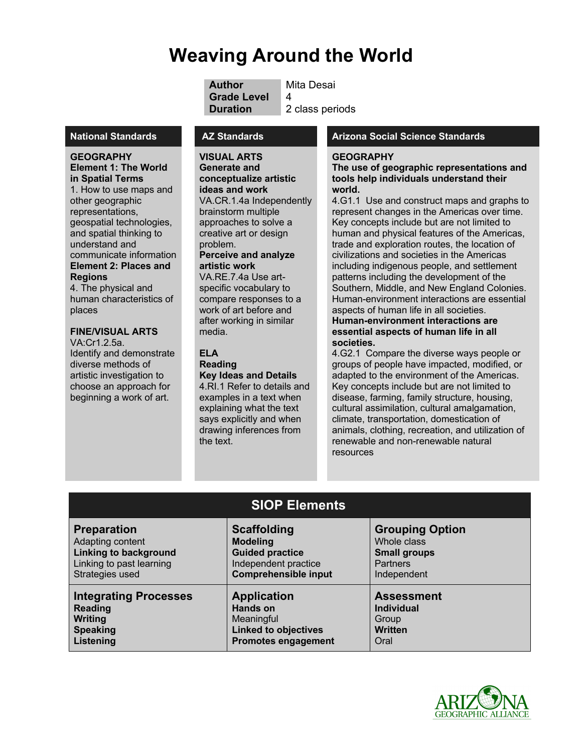# Weaving Around the World

| | |
|---|---|
| **Author** | Mita Desai |
| **Grade Level** | 4 |
| **Duration** | 2 class periods |

## National Standards

**GEOGRAPHY**
**Element 1: The World in Spatial Terms**
1. How to use maps and other geographic representations, geospatial technologies, and spatial thinking to understand and communicate information

**Element 2: Places and Regions**
4. The physical and human characteristics of places

**FINE/VISUAL ARTS**
VA:Cr1.2.5a.
Identify and demonstrate diverse methods of artistic investigation to choose an approach for beginning a work of art.

## AZ Standards

**VISUAL ARTS**
**Generate and conceptualize artistic ideas and work**
VA.CR.1.4a Independently brainstorm multiple approaches to solve a creative art or design problem.

**Perceive and analyze artistic work**
VA.RE.7.4a Use art-specific vocabulary to compare responses to a work of art before and after working in similar media.

**ELA**
**Reading**
**Key Ideas and Details**
4.RI.1 Refer to details and examples in a text when explaining what the text says explicitly and when drawing inferences from the text.

## Arizona Social Science Standards

**GEOGRAPHY**
**The use of geographic representations and tools help individuals understand their world.**
4.G1.1 Use and construct maps and graphs to represent changes in the Americas over time. Key concepts include but are not limited to human and physical features of the Americas, trade and exploration routes, the location of civilizations and societies in the Americas including indigenous people, and settlement patterns including the development of the Southern, Middle, and New England Colonies. Human-environment interactions are essential aspects of human life in all societies.

**Human-environment interactions are essential aspects of human life in all societies.**
4.G2.1 Compare the diverse ways people or groups of people have impacted, modified, or adapted to the environment of the Americas. Key concepts include but are not limited to disease, farming, family structure, housing, cultural assimilation, cultural amalgamation, climate, transportation, domestication of animals, clothing, recreation, and utilization of renewable and non-renewable natural resources

## SIOP Elements

| **Preparation** | **Scaffolding** | **Grouping Option** |
|---|---|---|
| Adapting content | **Modeling** | Whole class |
| **Linking to background** | **Guided practice** | **Small groups** |
| Linking to past learning | Independent practice | Partners |
| Strategies used | **Comprehensible input** | Independent |
| **Integrating Processes** | **Application** | **Assessment** |
| **Reading** | **Hands on** | **Individual** |
| **Writing** | Meaningful | Group |
| **Speaking** | **Linked to objectives** | **Written** |
| **Listening** | **Promotes engagement** | Oral |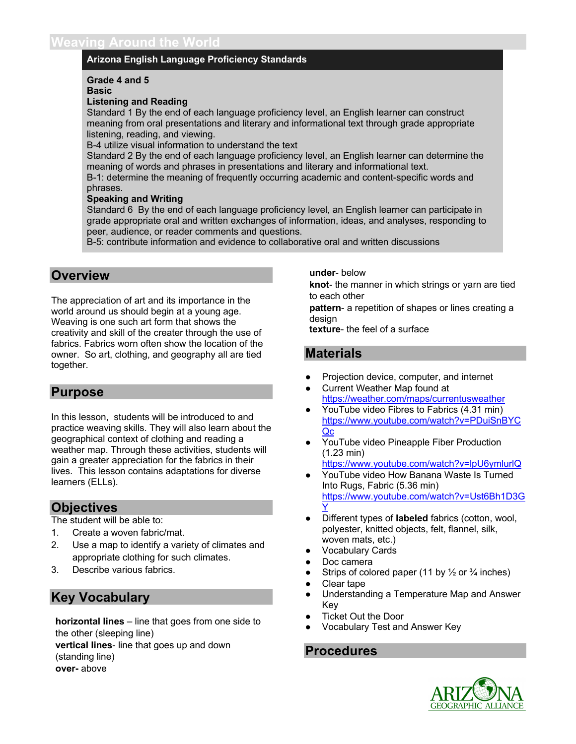# Weaving Around the World

## Arizona English Language Proficiency Standards

**Grade 4 and 5**
**Basic**
**Listening and Reading**
Standard 1 By the end of each language proficiency level, an English learner can construct meaning from oral presentations and literary and informational text through grade appropriate listening, reading, and viewing.
B-4 utilize visual information to understand the text
Standard 2 By the end of each language proficiency level, an English learner can determine the meaning of words and phrases in presentations and literary and informational text.
B-1: determine the meaning of frequently occurring academic and content-specific words and phrases.
**Speaking and Writing**
Standard 6 By the end of each language proficiency level, an English learner can participate in grade appropriate oral and written exchanges of information, ideas, and analyses, responding to peer, audience, or reader comments and questions.
B-5: contribute information and evidence to collaborative oral and written discussions

## Overview

The appreciation of art and its importance in the world around us should begin at a young age. Weaving is one such art form that shows the creativity and skill of the creater through the use of fabrics. Fabrics worn often show the location of the owner. So art, clothing, and geography all are tied together.

## Purpose

In this lesson, students will be introduced to and practice weaving skills. They will also learn about the geographical context of clothing and reading a weather map. Through these activities, students will gain a greater appreciation for the fabrics in their lives. This lesson contains adaptations for diverse learners (ELLs).

## Objectives

The student will be able to:

1. Create a woven fabric/mat.
2. Use a map to identify a variety of climates and appropriate clothing for such climates.
3. Describe various fabrics.

## Key Vocabulary

**horizontal lines** – line that goes from one side to the other (sleeping line)
**vertical lines**- line that goes up and down (standing line)
**over-** above
**under**- below
**knot**- the manner in which strings or yarn are tied to each other
**pattern**- a repetition of shapes or lines creating a design
**texture**- the feel of a surface

## Materials

- Projection device, computer, and internet
- Current Weather Map found at https://weather.com/maps/currentusweather
- YouTube video Fibres to Fabrics (4.31 min) https://www.youtube.com/watch?v=PDuiSnBYCQc
- YouTube video Pineapple Fiber Production (1.23 min) https://www.youtube.com/watch?v=lpU6ymlurlQ
- YouTube video How Banana Waste Is Turned Into Rugs, Fabric (5.36 min) https://www.youtube.com/watch?v=Ust6Bh1D3GY
- Different types of **labeled** fabrics (cotton, wool, polyester, knitted objects, felt, flannel, silk, woven mats, etc.)
- Vocabulary Cards
- Doc camera
- Strips of colored paper (11 by ½ or ¾ inches)
- Clear tape
- Understanding a Temperature Map and Answer Key
- Ticket Out the Door
- Vocabulary Test and Answer Key

## Procedures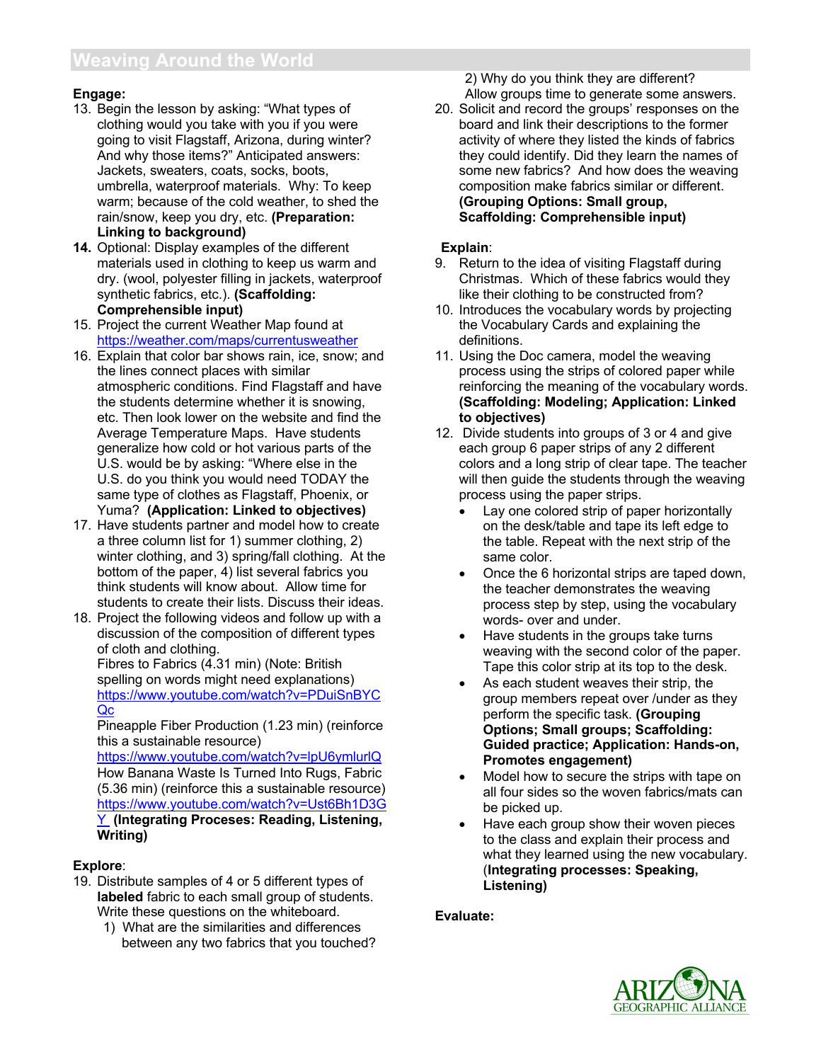## Weaving Around the World

**Engage:**

13. Begin the lesson by asking: "What types of clothing would you take with you if you were going to visit Flagstaff, Arizona, during winter? And why those items?" Anticipated answers: Jackets, sweaters, coats, socks, boots, umbrella, waterproof materials. Why: To keep warm; because of the cold weather, to shed the rain/snow, keep you dry, etc. **(Preparation: Linking to background)**
14. Optional: Display examples of the different materials used in clothing to keep us warm and dry. (wool, polyester filling in jackets, waterproof synthetic fabrics, etc.). **(Scaffolding: Comprehensible input)**
15. Project the current Weather Map found at https://weather.com/maps/currentusweather
16. Explain that color bar shows rain, ice, snow; and the lines connect places with similar atmospheric conditions. Find Flagstaff and have the students determine whether it is snowing, etc. Then look lower on the website and find the Average Temperature Maps. Have students generalize how cold or hot various parts of the U.S. would be by asking: "Where else in the U.S. do you think you would need TODAY the same type of clothes as Flagstaff, Phoenix, or Yuma? **(Application: Linked to objectives)**
17. Have students partner and model how to create a three column list for 1) summer clothing, 2) winter clothing, and 3) spring/fall clothing. At the bottom of the paper, 4) list several fabrics you think students will know about. Allow time for students to create their lists. Discuss their ideas.
18. Project the following videos and follow up with a discussion of the composition of different types of cloth and clothing.
    Fibres to Fabrics (4.31 min) (Note: British spelling on words might need explanations) https://www.youtube.com/watch?v=PDuiSnBYCQc
    Pineapple Fiber Production (1.23 min) (reinforce this a sustainable resource) https://www.youtube.com/watch?v=lpU6ymlurlQ
    How Banana Waste Is Turned Into Rugs, Fabric (5.36 min) (reinforce this a sustainable resource) https://www.youtube.com/watch?v=Ust6Bh1D3GY **(Integrating Proceses: Reading, Listening, Writing)**

**Explore**:

19. Distribute samples of 4 or 5 different types of **labeled** fabric to each small group of students. Write these questions on the whiteboard.
    1) What are the similarities and differences between any two fabrics that you touched?
    2) Why do you think they are different?
    
    Allow groups time to generate some answers.
20. Solicit and record the groups' responses on the board and link their descriptions to the former activity of where they listed the kinds of fabrics they could identify. Did they learn the names of some new fabrics? And how does the weaving composition make fabrics similar or different. **(Grouping Options: Small group, Scaffolding: Comprehensible input)**

**Explain**:

9. Return to the idea of visiting Flagstaff during Christmas. Which of these fabrics would they like their clothing to be constructed from?
10. Introduces the vocabulary words by projecting the Vocabulary Cards and explaining the definitions.
11. Using the Doc camera, model the weaving process using the strips of colored paper while reinforcing the meaning of the vocabulary words. **(Scaffolding: Modeling; Application: Linked to objectives)**
12. Divide students into groups of 3 or 4 and give each group 6 paper strips of any 2 different colors and a long strip of clear tape. The teacher will then guide the students through the weaving process using the paper strips.
    - Lay one colored strip of paper horizontally on the desk/table and tape its left edge to the table. Repeat with the next strip of the same color.
    - Once the 6 horizontal strips are taped down, the teacher demonstrates the weaving process step by step, using the vocabulary words- over and under.
    - Have students in the groups take turns weaving with the second color of the paper. Tape this color strip at its top to the desk.
    - As each student weaves their strip, the group members repeat over /under as they perform the specific task. **(Grouping Options; Small groups; Scaffolding: Guided practice; Application: Hands-on, Promotes engagement)**
    - Model how to secure the strips with tape on all four sides so the woven fabrics/mats can be picked up.
    - Have each group show their woven pieces to the class and explain their process and what they learned using the new vocabulary. (**Integrating processes: Speaking, Listening)**

**Evaluate:**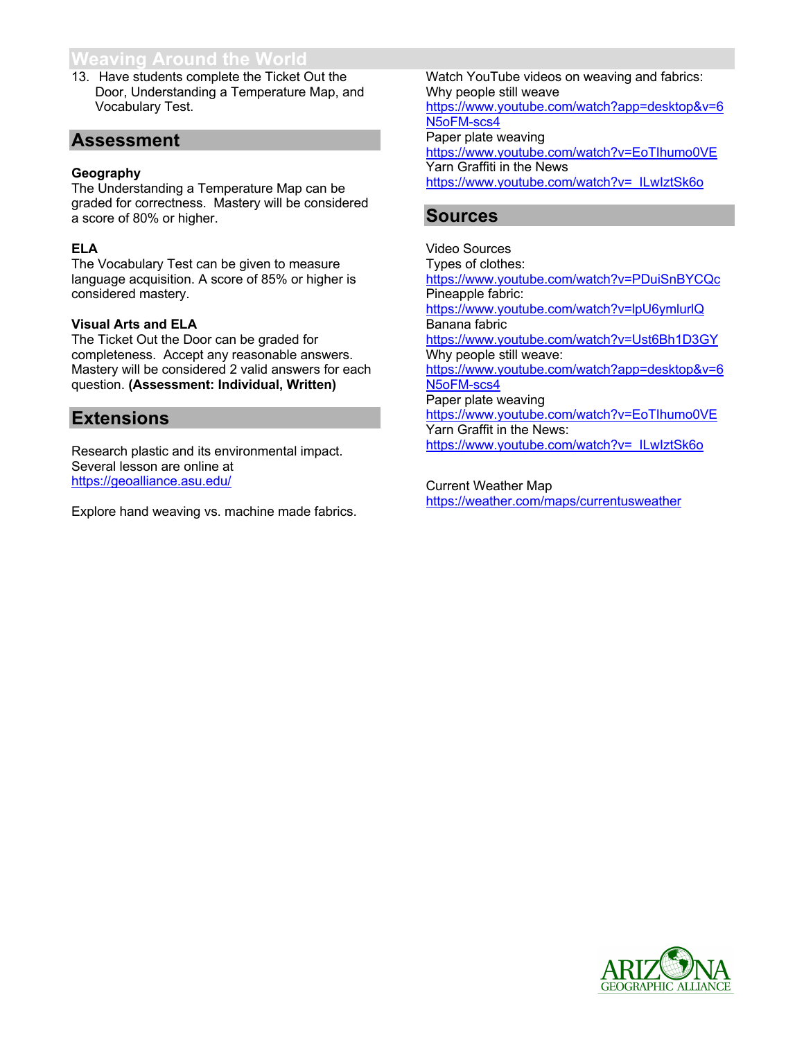13. Have students complete the Ticket Out the Door, Understanding a Temperature Map, and Vocabulary Test.

## Assessment

**Geography**
The Understanding a Temperature Map can be graded for correctness. Mastery will be considered a score of 80% or higher.

**ELA**
The Vocabulary Test can be given to measure language acquisition. A score of 85% or higher is considered mastery.

**Visual Arts and ELA**
The Ticket Out the Door can be graded for completeness. Accept any reasonable answers. Mastery will be considered 2 valid answers for each question. **(Assessment: Individual, Written)**

## Extensions

Research plastic and its environmental impact. Several lesson are online at https://geoalliance.asu.edu/

Explore hand weaving vs. machine made fabrics.

Watch YouTube videos on weaving and fabrics:
Why people still weave
https://www.youtube.com/watch?app=desktop&v=6N5oFM-scs4
Paper plate weaving
https://www.youtube.com/watch?v=EoTIhumo0VE
Yarn Graffiti in the News
https://www.youtube.com/watch?v=_ILwIztSk6o

## Sources

Video Sources
Types of clothes:
https://www.youtube.com/watch?v=PDuiSnBYCQc
Pineapple fabric:
https://www.youtube.com/watch?v=lpU6ymlurlQ
Banana fabric
https://www.youtube.com/watch?v=Ust6Bh1D3GY
Why people still weave:
https://www.youtube.com/watch?app=desktop&v=6N5oFM-scs4
Paper plate weaving
https://www.youtube.com/watch?v=EoTIhumo0VE
Yarn Graffit in the News:
https://www.youtube.com/watch?v=_ILwIztSk6o

Current Weather Map
https://weather.com/maps/currentusweather